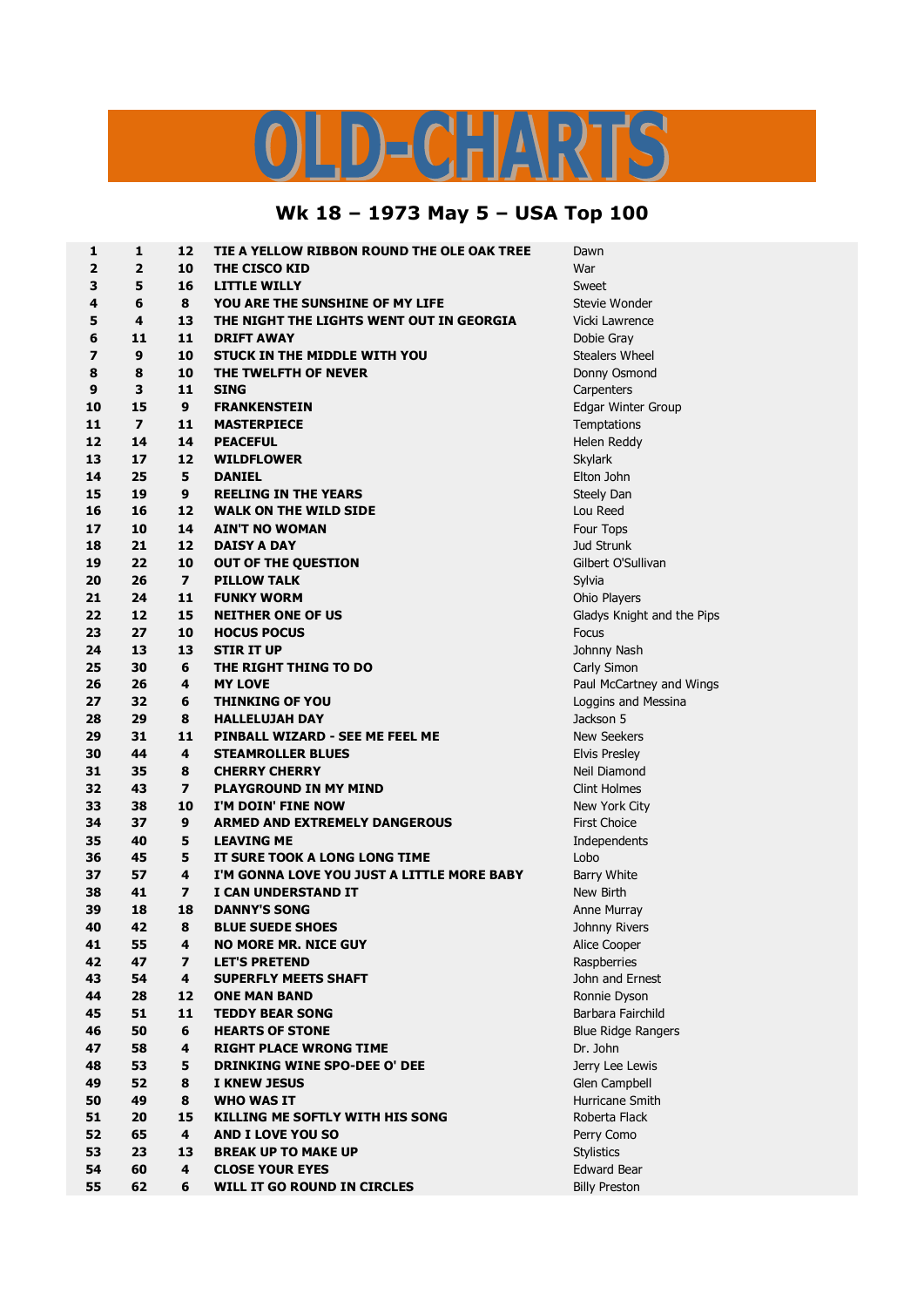# OLD-CHARTS

## Wk 18 – 1973 May 5 – USA Top 100

| | | | | |
|---|---|---|---|---|
| **1** | **1** | **12** | **TIE A YELLOW RIBBON ROUND THE OLE OAK TREE** | Dawn |
| **2** | **2** | **10** | **THE CISCO KID** | War |
| **3** | **5** | **16** | **LITTLE WILLY** | Sweet |
| **4** | **6** | **8** | **YOU ARE THE SUNSHINE OF MY LIFE** | Stevie Wonder |
| **5** | **4** | **13** | **THE NIGHT THE LIGHTS WENT OUT IN GEORGIA** | Vicki Lawrence |
| **6** | **11** | **11** | **DRIFT AWAY** | Dobie Gray |
| **7** | **9** | **10** | **STUCK IN THE MIDDLE WITH YOU** | Stealers Wheel |
| **8** | **8** | **10** | **THE TWELFTH OF NEVER** | Donny Osmond |
| **9** | **3** | **11** | **SING** | Carpenters |
| **10** | **15** | **9** | **FRANKENSTEIN** | Edgar Winter Group |
| **11** | **7** | **11** | **MASTERPIECE** | Temptations |
| **12** | **14** | **14** | **PEACEFUL** | Helen Reddy |
| **13** | **17** | **12** | **WILDFLOWER** | Skylark |
| **14** | **25** | **5** | **DANIEL** | Elton John |
| **15** | **19** | **9** | **REELING IN THE YEARS** | Steely Dan |
| **16** | **16** | **12** | **WALK ON THE WILD SIDE** | Lou Reed |
| **17** | **10** | **14** | **AIN'T NO WOMAN** | Four Tops |
| **18** | **21** | **12** | **DAISY A DAY** | Jud Strunk |
| **19** | **22** | **10** | **OUT OF THE QUESTION** | Gilbert O'Sullivan |
| **20** | **26** | **7** | **PILLOW TALK** | Sylvia |
| **21** | **24** | **11** | **FUNKY WORM** | Ohio Players |
| **22** | **12** | **15** | **NEITHER ONE OF US** | Gladys Knight and the Pips |
| **23** | **27** | **10** | **HOCUS POCUS** | Focus |
| **24** | **13** | **13** | **STIR IT UP** | Johnny Nash |
| **25** | **30** | **6** | **THE RIGHT THING TO DO** | Carly Simon |
| **26** | **26** | **4** | **MY LOVE** | Paul McCartney and Wings |
| **27** | **32** | **6** | **THINKING OF YOU** | Loggins and Messina |
| **28** | **29** | **8** | **HALLELUJAH DAY** | Jackson 5 |
| **29** | **31** | **11** | **PINBALL WIZARD - SEE ME FEEL ME** | New Seekers |
| **30** | **44** | **4** | **STEAMROLLER BLUES** | Elvis Presley |
| **31** | **35** | **8** | **CHERRY CHERRY** | Neil Diamond |
| **32** | **43** | **7** | **PLAYGROUND IN MY MIND** | Clint Holmes |
| **33** | **38** | **10** | **I'M DOIN' FINE NOW** | New York City |
| **34** | **37** | **9** | **ARMED AND EXTREMELY DANGEROUS** | First Choice |
| **35** | **40** | **5** | **LEAVING ME** | Independents |
| **36** | **45** | **5** | **IT SURE TOOK A LONG LONG TIME** | Lobo |
| **37** | **57** | **4** | **I'M GONNA LOVE YOU JUST A LITTLE MORE BABY** | Barry White |
| **38** | **41** | **7** | **I CAN UNDERSTAND IT** | New Birth |
| **39** | **18** | **18** | **DANNY'S SONG** | Anne Murray |
| **40** | **42** | **8** | **BLUE SUEDE SHOES** | Johnny Rivers |
| **41** | **55** | **4** | **NO MORE MR. NICE GUY** | Alice Cooper |
| **42** | **47** | **7** | **LET'S PRETEND** | Raspberries |
| **43** | **54** | **4** | **SUPERFLY MEETS SHAFT** | John and Ernest |
| **44** | **28** | **12** | **ONE MAN BAND** | Ronnie Dyson |
| **45** | **51** | **11** | **TEDDY BEAR SONG** | Barbara Fairchild |
| **46** | **50** | **6** | **HEARTS OF STONE** | Blue Ridge Rangers |
| **47** | **58** | **4** | **RIGHT PLACE WRONG TIME** | Dr. John |
| **48** | **53** | **5** | **DRINKING WINE SPO-DEE O' DEE** | Jerry Lee Lewis |
| **49** | **52** | **8** | **I KNEW JESUS** | Glen Campbell |
| **50** | **49** | **8** | **WHO WAS IT** | Hurricane Smith |
| **51** | **20** | **15** | **KILLING ME SOFTLY WITH HIS SONG** | Roberta Flack |
| **52** | **65** | **4** | **AND I LOVE YOU SO** | Perry Como |
| **53** | **23** | **13** | **BREAK UP TO MAKE UP** | Stylistics |
| **54** | **60** | **4** | **CLOSE YOUR EYES** | Edward Bear |
| **55** | **62** | **6** | **WILL IT GO ROUND IN CIRCLES** | Billy Preston |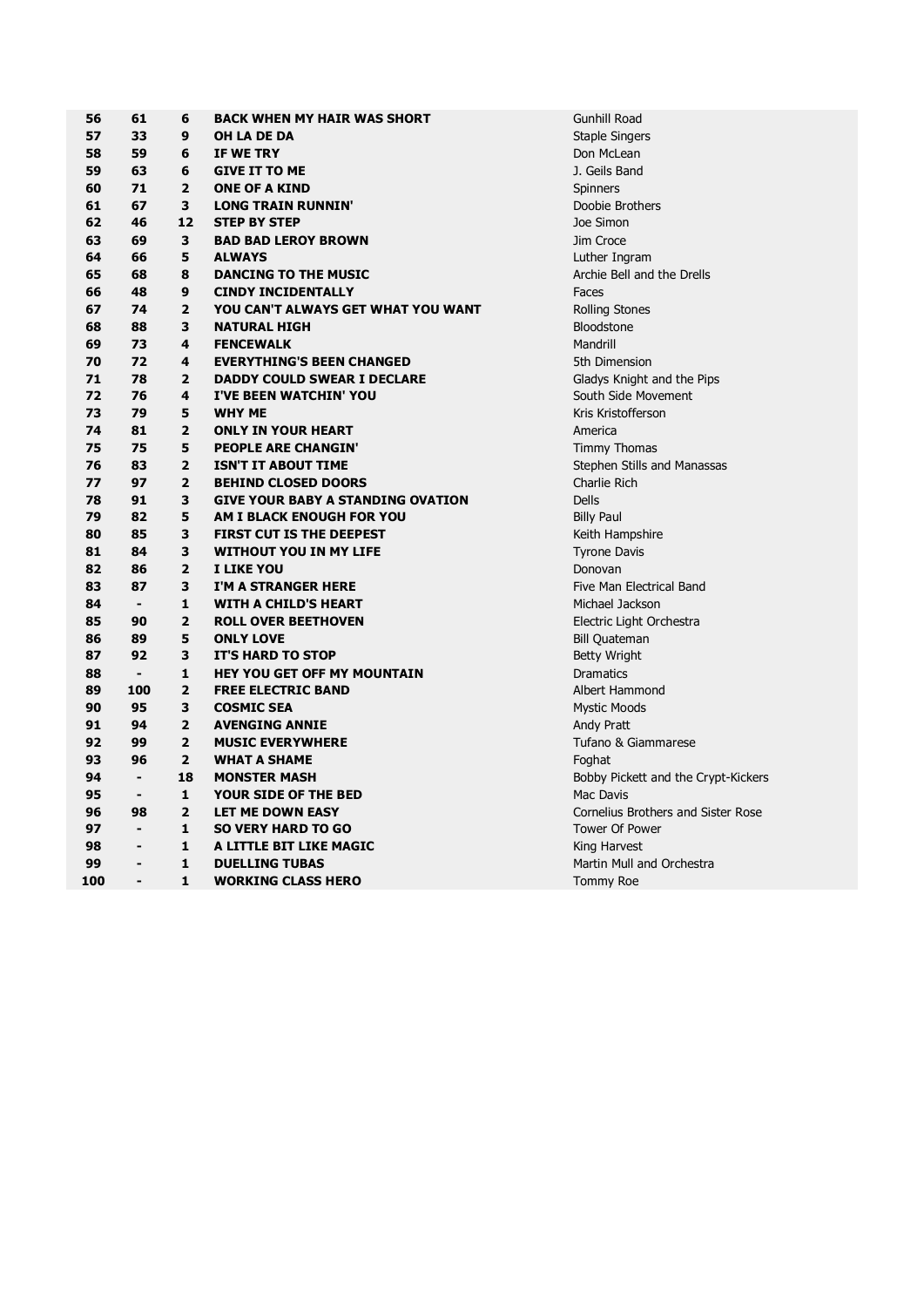| | | | | |
|---|---|---|---|---|
| **56** | **61** | **6** | **BACK WHEN MY HAIR WAS SHORT** | Gunhill Road |
| **57** | **33** | **9** | **OH LA DE DA** | Staple Singers |
| **58** | **59** | **6** | **IF WE TRY** | Don McLean |
| **59** | **63** | **6** | **GIVE IT TO ME** | J. Geils Band |
| **60** | **71** | **2** | **ONE OF A KIND** | Spinners |
| **61** | **67** | **3** | **LONG TRAIN RUNNIN'** | Doobie Brothers |
| **62** | **46** | **12** | **STEP BY STEP** | Joe Simon |
| **63** | **69** | **3** | **BAD BAD LEROY BROWN** | Jim Croce |
| **64** | **66** | **5** | **ALWAYS** | Luther Ingram |
| **65** | **68** | **8** | **DANCING TO THE MUSIC** | Archie Bell and the Drells |
| **66** | **48** | **9** | **CINDY INCIDENTALLY** | Faces |
| **67** | **74** | **2** | **YOU CAN'T ALWAYS GET WHAT YOU WANT** | Rolling Stones |
| **68** | **88** | **3** | **NATURAL HIGH** | Bloodstone |
| **69** | **73** | **4** | **FENCEWALK** | Mandrill |
| **70** | **72** | **4** | **EVERYTHING'S BEEN CHANGED** | 5th Dimension |
| **71** | **78** | **2** | **DADDY COULD SWEAR I DECLARE** | Gladys Knight and the Pips |
| **72** | **76** | **4** | **I'VE BEEN WATCHIN' YOU** | South Side Movement |
| **73** | **79** | **5** | **WHY ME** | Kris Kristofferson |
| **74** | **81** | **2** | **ONLY IN YOUR HEART** | America |
| **75** | **75** | **5** | **PEOPLE ARE CHANGIN'** | Timmy Thomas |
| **76** | **83** | **2** | **ISN'T IT ABOUT TIME** | Stephen Stills and Manassas |
| **77** | **97** | **2** | **BEHIND CLOSED DOORS** | Charlie Rich |
| **78** | **91** | **3** | **GIVE YOUR BABY A STANDING OVATION** | Dells |
| **79** | **82** | **5** | **AM I BLACK ENOUGH FOR YOU** | Billy Paul |
| **80** | **85** | **3** | **FIRST CUT IS THE DEEPEST** | Keith Hampshire |
| **81** | **84** | **3** | **WITHOUT YOU IN MY LIFE** | Tyrone Davis |
| **82** | **86** | **2** | **I LIKE YOU** | Donovan |
| **83** | **87** | **3** | **I'M A STRANGER HERE** | Five Man Electrical Band |
| **84** | **-** | **1** | **WITH A CHILD'S HEART** | Michael Jackson |
| **85** | **90** | **2** | **ROLL OVER BEETHOVEN** | Electric Light Orchestra |
| **86** | **89** | **5** | **ONLY LOVE** | Bill Quateman |
| **87** | **92** | **3** | **IT'S HARD TO STOP** | Betty Wright |
| **88** | **-** | **1** | **HEY YOU GET OFF MY MOUNTAIN** | Dramatics |
| **89** | **100** | **2** | **FREE ELECTRIC BAND** | Albert Hammond |
| **90** | **95** | **3** | **COSMIC SEA** | Mystic Moods |
| **91** | **94** | **2** | **AVENGING ANNIE** | Andy Pratt |
| **92** | **99** | **2** | **MUSIC EVERYWHERE** | Tufano & Giammarese |
| **93** | **96** | **2** | **WHAT A SHAME** | Foghat |
| **94** | **-** | **18** | **MONSTER MASH** | Bobby Pickett and the Crypt-Kickers |
| **95** | **-** | **1** | **YOUR SIDE OF THE BED** | Mac Davis |
| **96** | **98** | **2** | **LET ME DOWN EASY** | Cornelius Brothers and Sister Rose |
| **97** | **-** | **1** | **SO VERY HARD TO GO** | Tower Of Power |
| **98** | **-** | **1** | **A LITTLE BIT LIKE MAGIC** | King Harvest |
| **99** | **-** | **1** | **DUELLING TUBAS** | Martin Mull and Orchestra |
| **100** | **-** | **1** | **WORKING CLASS HERO** | Tommy Roe |